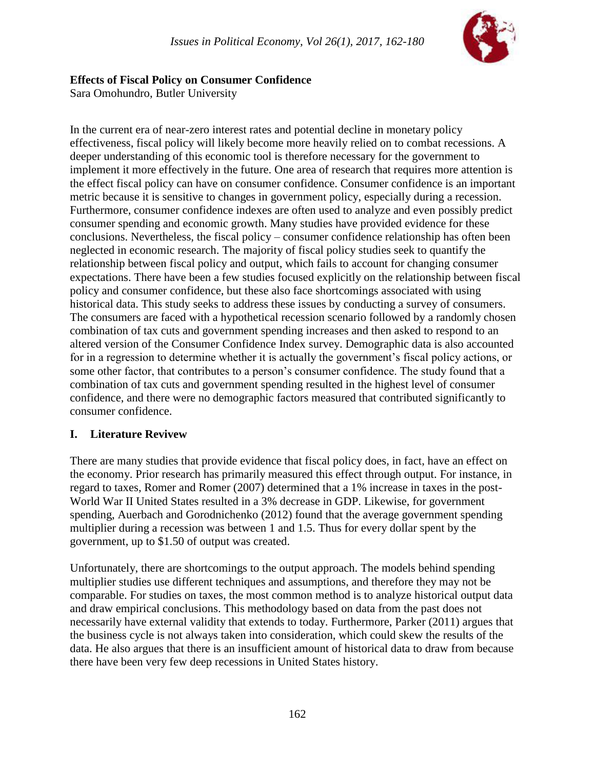# Effects of Fiscal Policy on Consumer Confidence

Sara Omohundro, Butler University

In the current era of near-zero interest rates and potential decline in monetary policy effectiveness, fiscal policy will likely become more heavily relied on to combat recessions. A deeper understanding of this economic tool is therefore necessary for the government to implement it more effectively in the future. One area of research that requires more attention is the effect fiscal policy can have on consumer confidence. Consumer confidence is an important metric because it is sensitive to changes in government policy, especially during a recession. Furthermore, consumer confidence indexes are often used to analyze and even possibly predict consumer spending and economic growth. Many studies have provided evidence for these conclusions. Nevertheless, the fiscal policy – consumer confidence relationship has often been neglected in economic research. The majority of fiscal policy studies seek to quantify the relationship between fiscal policy and output, which fails to account for changing consumer expectations. There have been a few studies focused explicitly on the relationship between fiscal policy and consumer confidence, but these also face shortcomings associated with using historical data. This study seeks to address these issues by conducting a survey of consumers. The consumers are faced with a hypothetical recession scenario followed by a randomly chosen combination of tax cuts and government spending increases and then asked to respond to an altered version of the Consumer Confidence Index survey. Demographic data is also accounted for in a regression to determine whether it is actually the government's fiscal policy actions, or some other factor, that contributes to a person's consumer confidence. The study found that a combination of tax cuts and government spending resulted in the highest level of consumer confidence, and there were no demographic factors measured that contributed significantly to consumer confidence.

## I. Literature Revivew

There are many studies that provide evidence that fiscal policy does, in fact, have an effect on the economy. Prior research has primarily measured this effect through output. For instance, in regard to taxes, Romer and Romer (2007) determined that a 1% increase in taxes in the post-World War II United States resulted in a 3% decrease in GDP. Likewise, for government spending, Auerbach and Gorodnichenko (2012) found that the average government spending multiplier during a recession was between 1 and 1.5. Thus for every dollar spent by the government, up to $1.50 of output was created.

Unfortunately, there are shortcomings to the output approach. The models behind spending multiplier studies use different techniques and assumptions, and therefore they may not be comparable. For studies on taxes, the most common method is to analyze historical output data and draw empirical conclusions. This methodology based on data from the past does not necessarily have external validity that extends to today. Furthermore, Parker (2011) argues that the business cycle is not always taken into consideration, which could skew the results of the data. He also argues that there is an insufficient amount of historical data to draw from because there have been very few deep recessions in United States history.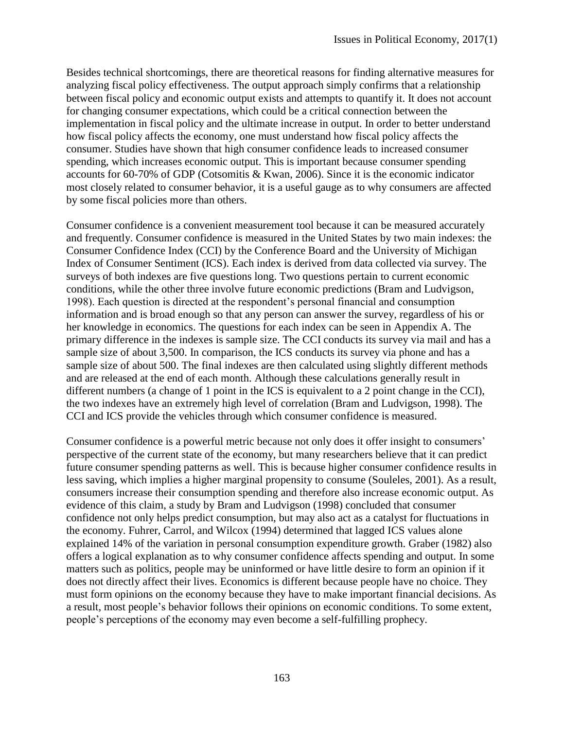Besides technical shortcomings, there are theoretical reasons for finding alternative measures for analyzing fiscal policy effectiveness. The output approach simply confirms that a relationship between fiscal policy and economic output exists and attempts to quantify it. It does not account for changing consumer expectations, which could be a critical connection between the implementation in fiscal policy and the ultimate increase in output. In order to better understand how fiscal policy affects the economy, one must understand how fiscal policy affects the consumer. Studies have shown that high consumer confidence leads to increased consumer spending, which increases economic output. This is important because consumer spending accounts for 60-70% of GDP (Cotsomitis & Kwan, 2006). Since it is the economic indicator most closely related to consumer behavior, it is a useful gauge as to why consumers are affected by some fiscal policies more than others.

Consumer confidence is a convenient measurement tool because it can be measured accurately and frequently. Consumer confidence is measured in the United States by two main indexes: the Consumer Confidence Index (CCI) by the Conference Board and the University of Michigan Index of Consumer Sentiment (ICS). Each index is derived from data collected via survey. The surveys of both indexes are five questions long. Two questions pertain to current economic conditions, while the other three involve future economic predictions (Bram and Ludvigson, 1998). Each question is directed at the respondent's personal financial and consumption information and is broad enough so that any person can answer the survey, regardless of his or her knowledge in economics. The questions for each index can be seen in Appendix A. The primary difference in the indexes is sample size. The CCI conducts its survey via mail and has a sample size of about 3,500. In comparison, the ICS conducts its survey via phone and has a sample size of about 500. The final indexes are then calculated using slightly different methods and are released at the end of each month. Although these calculations generally result in different numbers (a change of 1 point in the ICS is equivalent to a 2 point change in the CCI), the two indexes have an extremely high level of correlation (Bram and Ludvigson, 1998). The CCI and ICS provide the vehicles through which consumer confidence is measured.

Consumer confidence is a powerful metric because not only does it offer insight to consumers' perspective of the current state of the economy, but many researchers believe that it can predict future consumer spending patterns as well. This is because higher consumer confidence results in less saving, which implies a higher marginal propensity to consume (Souleles, 2001). As a result, consumers increase their consumption spending and therefore also increase economic output. As evidence of this claim, a study by Bram and Ludvigson (1998) concluded that consumer confidence not only helps predict consumption, but may also act as a catalyst for fluctuations in the economy. Fuhrer, Carrol, and Wilcox (1994) determined that lagged ICS values alone explained 14% of the variation in personal consumption expenditure growth. Graber (1982) also offers a logical explanation as to why consumer confidence affects spending and output. In some matters such as politics, people may be uninformed or have little desire to form an opinion if it does not directly affect their lives. Economics is different because people have no choice. They must form opinions on the economy because they have to make important financial decisions. As a result, most people's behavior follows their opinions on economic conditions. To some extent, people's perceptions of the economy may even become a self-fulfilling prophecy.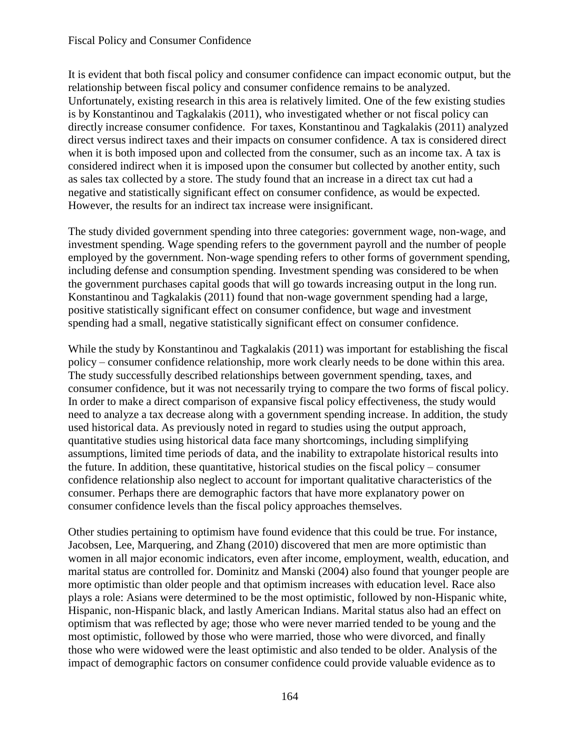## Fiscal Policy and Consumer Confidence

It is evident that both fiscal policy and consumer confidence can impact economic output, but the relationship between fiscal policy and consumer confidence remains to be analyzed. Unfortunately, existing research in this area is relatively limited. One of the few existing studies is by Konstantinou and Tagkalakis (2011), who investigated whether or not fiscal policy can directly increase consumer confidence. For taxes, Konstantinou and Tagkalakis (2011) analyzed direct versus indirect taxes and their impacts on consumer confidence. A tax is considered direct when it is both imposed upon and collected from the consumer, such as an income tax. A tax is considered indirect when it is imposed upon the consumer but collected by another entity, such as sales tax collected by a store. The study found that an increase in a direct tax cut had a negative and statistically significant effect on consumer confidence, as would be expected. However, the results for an indirect tax increase were insignificant.

The study divided government spending into three categories: government wage, non-wage, and investment spending. Wage spending refers to the government payroll and the number of people employed by the government. Non-wage spending refers to other forms of government spending, including defense and consumption spending. Investment spending was considered to be when the government purchases capital goods that will go towards increasing output in the long run. Konstantinou and Tagkalakis (2011) found that non-wage government spending had a large, positive statistically significant effect on consumer confidence, but wage and investment spending had a small, negative statistically significant effect on consumer confidence.

While the study by Konstantinou and Tagkalakis (2011) was important for establishing the fiscal policy – consumer confidence relationship, more work clearly needs to be done within this area. The study successfully described relationships between government spending, taxes, and consumer confidence, but it was not necessarily trying to compare the two forms of fiscal policy. In order to make a direct comparison of expansive fiscal policy effectiveness, the study would need to analyze a tax decrease along with a government spending increase. In addition, the study used historical data. As previously noted in regard to studies using the output approach, quantitative studies using historical data face many shortcomings, including simplifying assumptions, limited time periods of data, and the inability to extrapolate historical results into the future. In addition, these quantitative, historical studies on the fiscal policy – consumer confidence relationship also neglect to account for important qualitative characteristics of the consumer. Perhaps there are demographic factors that have more explanatory power on consumer confidence levels than the fiscal policy approaches themselves.

Other studies pertaining to optimism have found evidence that this could be true. For instance, Jacobsen, Lee, Marquering, and Zhang (2010) discovered that men are more optimistic than women in all major economic indicators, even after income, employment, wealth, education, and marital status are controlled for. Dominitz and Manski (2004) also found that younger people are more optimistic than older people and that optimism increases with education level. Race also plays a role: Asians were determined to be the most optimistic, followed by non-Hispanic white, Hispanic, non-Hispanic black, and lastly American Indians. Marital status also had an effect on optimism that was reflected by age; those who were never married tended to be young and the most optimistic, followed by those who were married, those who were divorced, and finally those who were widowed were the least optimistic and also tended to be older. Analysis of the impact of demographic factors on consumer confidence could provide valuable evidence as to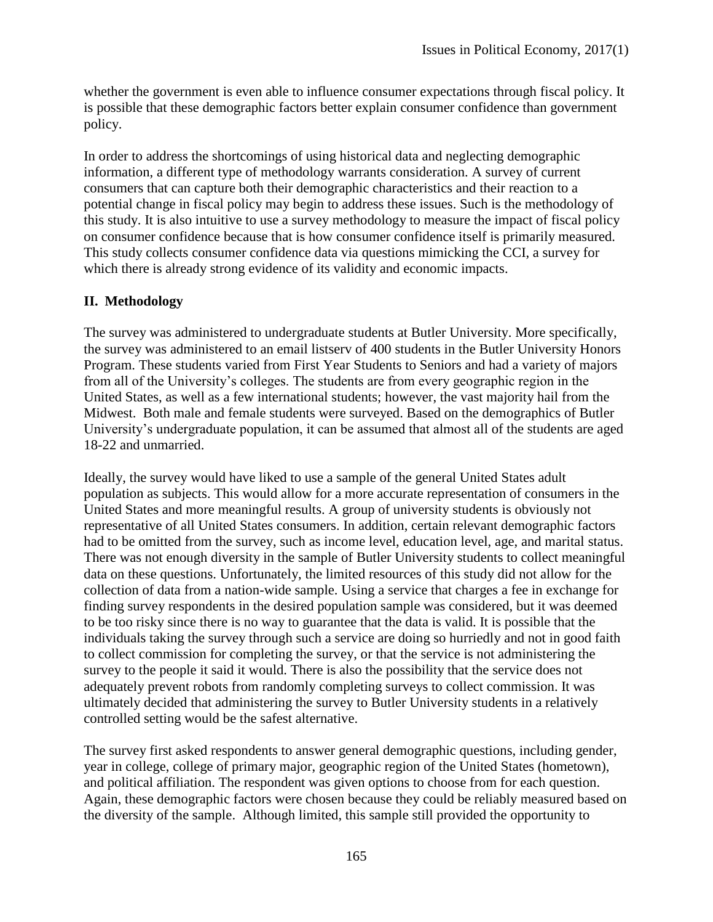whether the government is even able to influence consumer expectations through fiscal policy. It is possible that these demographic factors better explain consumer confidence than government policy.

In order to address the shortcomings of using historical data and neglecting demographic information, a different type of methodology warrants consideration. A survey of current consumers that can capture both their demographic characteristics and their reaction to a potential change in fiscal policy may begin to address these issues. Such is the methodology of this study. It is also intuitive to use a survey methodology to measure the impact of fiscal policy on consumer confidence because that is how consumer confidence itself is primarily measured. This study collects consumer confidence data via questions mimicking the CCI, a survey for which there is already strong evidence of its validity and economic impacts.

## II. Methodology

The survey was administered to undergraduate students at Butler University. More specifically, the survey was administered to an email listserv of 400 students in the Butler University Honors Program. These students varied from First Year Students to Seniors and had a variety of majors from all of the University's colleges. The students are from every geographic region in the United States, as well as a few international students; however, the vast majority hail from the Midwest. Both male and female students were surveyed. Based on the demographics of Butler University's undergraduate population, it can be assumed that almost all of the students are aged 18-22 and unmarried.

Ideally, the survey would have liked to use a sample of the general United States adult population as subjects. This would allow for a more accurate representation of consumers in the United States and more meaningful results. A group of university students is obviously not representative of all United States consumers. In addition, certain relevant demographic factors had to be omitted from the survey, such as income level, education level, age, and marital status. There was not enough diversity in the sample of Butler University students to collect meaningful data on these questions. Unfortunately, the limited resources of this study did not allow for the collection of data from a nation-wide sample. Using a service that charges a fee in exchange for finding survey respondents in the desired population sample was considered, but it was deemed to be too risky since there is no way to guarantee that the data is valid. It is possible that the individuals taking the survey through such a service are doing so hurriedly and not in good faith to collect commission for completing the survey, or that the service is not administering the survey to the people it said it would. There is also the possibility that the service does not adequately prevent robots from randomly completing surveys to collect commission. It was ultimately decided that administering the survey to Butler University students in a relatively controlled setting would be the safest alternative.

The survey first asked respondents to answer general demographic questions, including gender, year in college, college of primary major, geographic region of the United States (hometown), and political affiliation. The respondent was given options to choose from for each question. Again, these demographic factors were chosen because they could be reliably measured based on the diversity of the sample. Although limited, this sample still provided the opportunity to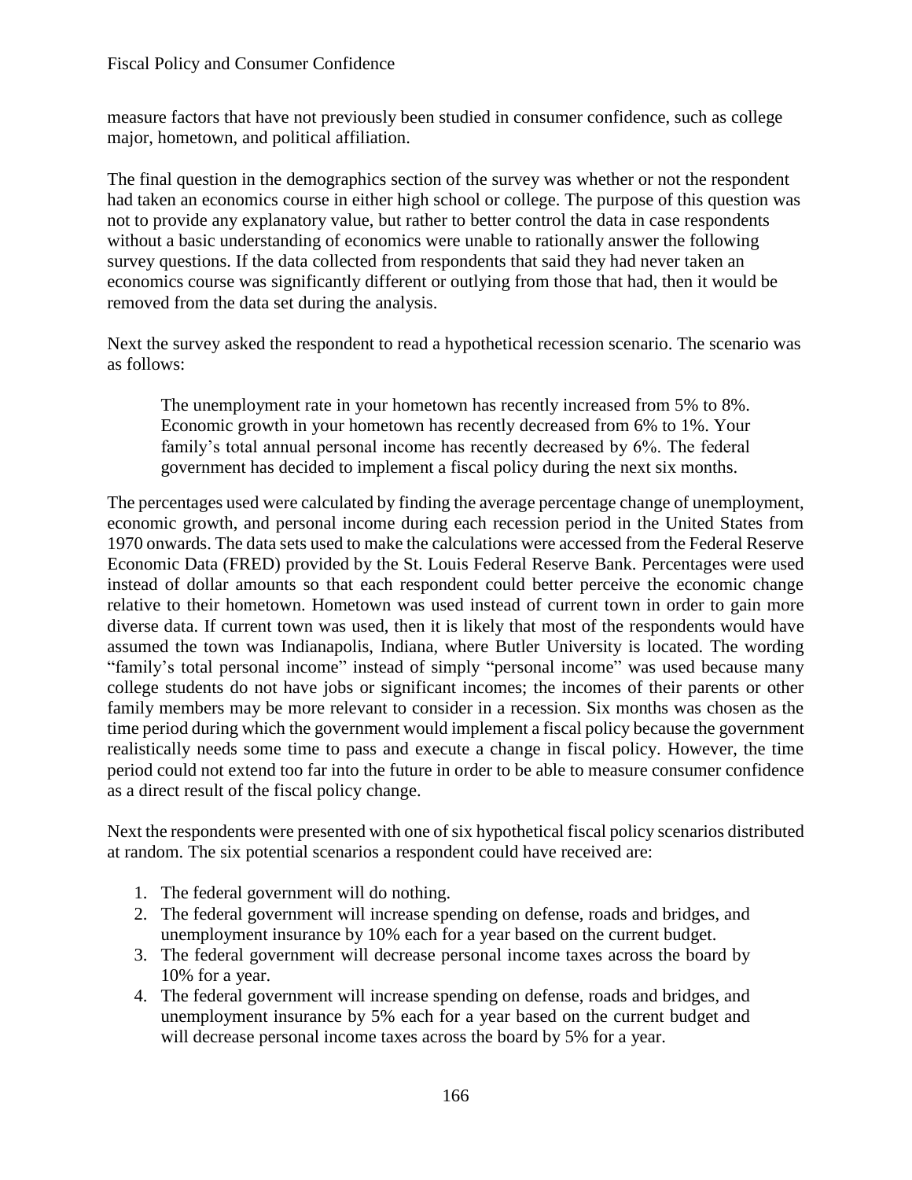measure factors that have not previously been studied in consumer confidence, such as college major, hometown, and political affiliation.

The final question in the demographics section of the survey was whether or not the respondent had taken an economics course in either high school or college. The purpose of this question was not to provide any explanatory value, but rather to better control the data in case respondents without a basic understanding of economics were unable to rationally answer the following survey questions. If the data collected from respondents that said they had never taken an economics course was significantly different or outlying from those that had, then it would be removed from the data set during the analysis.

Next the survey asked the respondent to read a hypothetical recession scenario. The scenario was as follows:

> The unemployment rate in your hometown has recently increased from 5% to 8%. Economic growth in your hometown has recently decreased from 6% to 1%. Your family's total annual personal income has recently decreased by 6%. The federal government has decided to implement a fiscal policy during the next six months.

The percentages used were calculated by finding the average percentage change of unemployment, economic growth, and personal income during each recession period in the United States from 1970 onwards. The data sets used to make the calculations were accessed from the Federal Reserve Economic Data (FRED) provided by the St. Louis Federal Reserve Bank. Percentages were used instead of dollar amounts so that each respondent could better perceive the economic change relative to their hometown. Hometown was used instead of current town in order to gain more diverse data. If current town was used, then it is likely that most of the respondents would have assumed the town was Indianapolis, Indiana, where Butler University is located. The wording "family's total personal income" instead of simply "personal income" was used because many college students do not have jobs or significant incomes; the incomes of their parents or other family members may be more relevant to consider in a recession. Six months was chosen as the time period during which the government would implement a fiscal policy because the government realistically needs some time to pass and execute a change in fiscal policy. However, the time period could not extend too far into the future in order to be able to measure consumer confidence as a direct result of the fiscal policy change.

Next the respondents were presented with one of six hypothetical fiscal policy scenarios distributed at random. The six potential scenarios a respondent could have received are:

1. The federal government will do nothing.
2. The federal government will increase spending on defense, roads and bridges, and unemployment insurance by 10% each for a year based on the current budget.
3. The federal government will decrease personal income taxes across the board by 10% for a year.
4. The federal government will increase spending on defense, roads and bridges, and unemployment insurance by 5% each for a year based on the current budget and will decrease personal income taxes across the board by 5% for a year.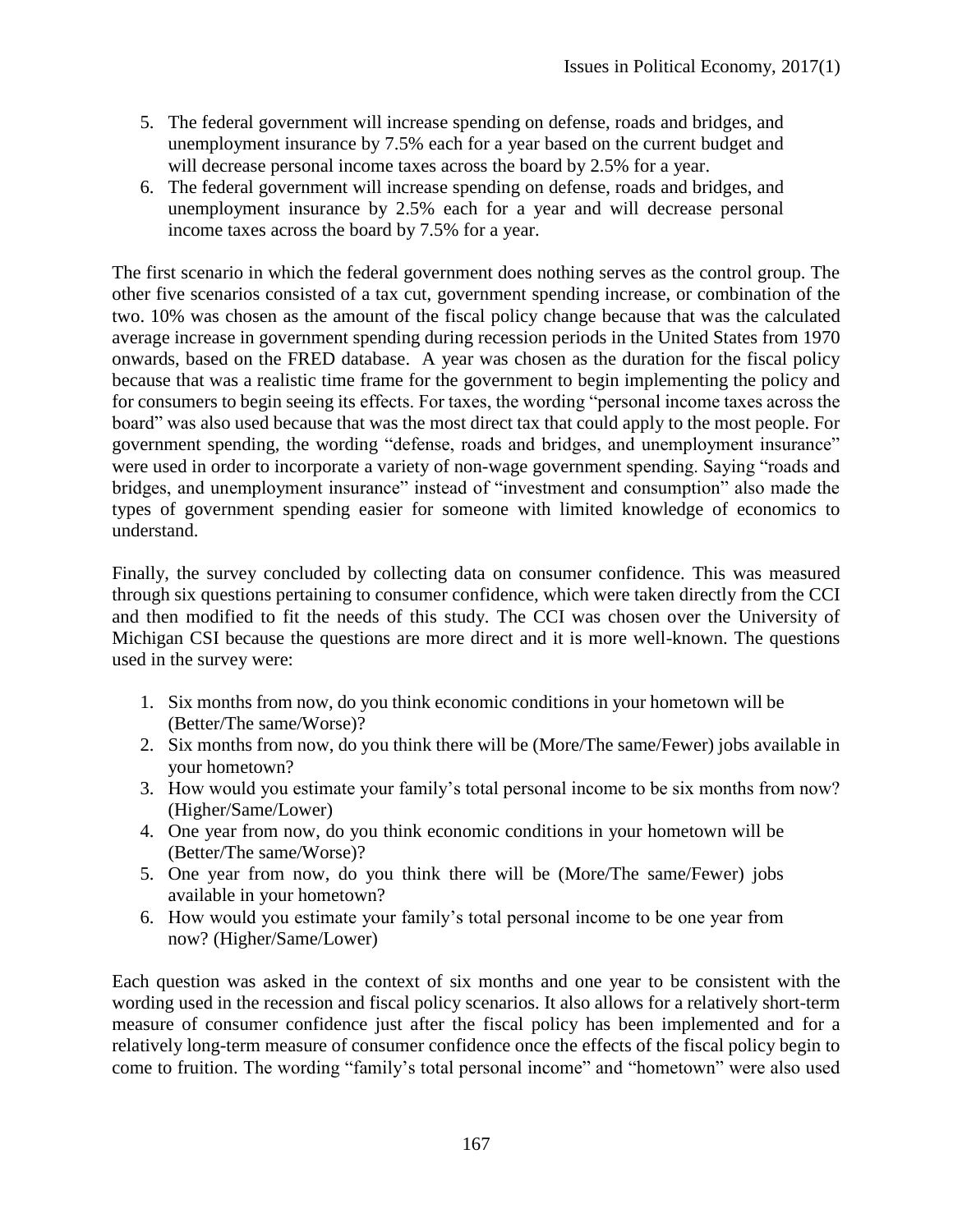5. The federal government will increase spending on defense, roads and bridges, and unemployment insurance by 7.5% each for a year based on the current budget and will decrease personal income taxes across the board by 2.5% for a year.
6. The federal government will increase spending on defense, roads and bridges, and unemployment insurance by 2.5% each for a year and will decrease personal income taxes across the board by 7.5% for a year.

The first scenario in which the federal government does nothing serves as the control group. The other five scenarios consisted of a tax cut, government spending increase, or combination of the two. 10% was chosen as the amount of the fiscal policy change because that was the calculated average increase in government spending during recession periods in the United States from 1970 onwards, based on the FRED database. A year was chosen as the duration for the fiscal policy because that was a realistic time frame for the government to begin implementing the policy and for consumers to begin seeing its effects. For taxes, the wording "personal income taxes across the board" was also used because that was the most direct tax that could apply to the most people. For government spending, the wording "defense, roads and bridges, and unemployment insurance" were used in order to incorporate a variety of non-wage government spending. Saying "roads and bridges, and unemployment insurance" instead of "investment and consumption" also made the types of government spending easier for someone with limited knowledge of economics to understand.

Finally, the survey concluded by collecting data on consumer confidence. This was measured through six questions pertaining to consumer confidence, which were taken directly from the CCI and then modified to fit the needs of this study. The CCI was chosen over the University of Michigan CSI because the questions are more direct and it is more well-known. The questions used in the survey were:

1. Six months from now, do you think economic conditions in your hometown will be (Better/The same/Worse)?
2. Six months from now, do you think there will be (More/The same/Fewer) jobs available in your hometown?
3. How would you estimate your family's total personal income to be six months from now? (Higher/Same/Lower)
4. One year from now, do you think economic conditions in your hometown will be (Better/The same/Worse)?
5. One year from now, do you think there will be (More/The same/Fewer) jobs available in your hometown?
6. How would you estimate your family's total personal income to be one year from now? (Higher/Same/Lower)

Each question was asked in the context of six months and one year to be consistent with the wording used in the recession and fiscal policy scenarios. It also allows for a relatively short-term measure of consumer confidence just after the fiscal policy has been implemented and for a relatively long-term measure of consumer confidence once the effects of the fiscal policy begin to come to fruition. The wording "family's total personal income" and "hometown" were also used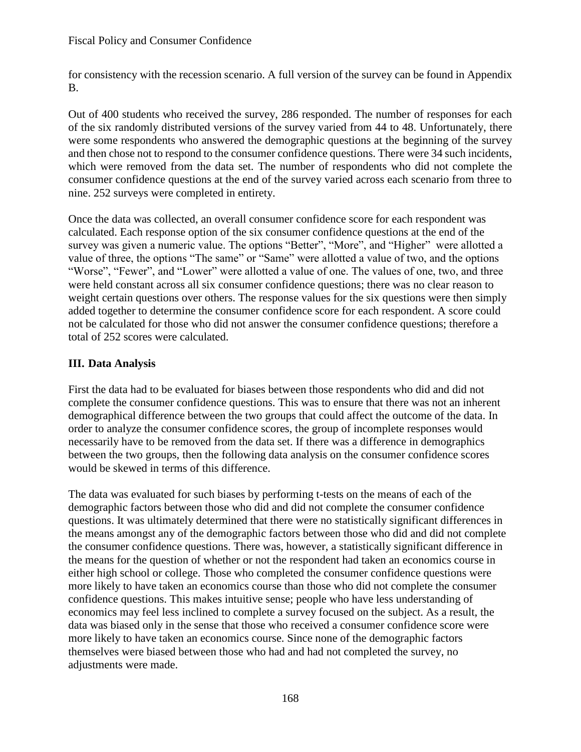for consistency with the recession scenario. A full version of the survey can be found in Appendix B.

Out of 400 students who received the survey, 286 responded. The number of responses for each of the six randomly distributed versions of the survey varied from 44 to 48. Unfortunately, there were some respondents who answered the demographic questions at the beginning of the survey and then chose not to respond to the consumer confidence questions. There were 34 such incidents, which were removed from the data set. The number of respondents who did not complete the consumer confidence questions at the end of the survey varied across each scenario from three to nine. 252 surveys were completed in entirety.

Once the data was collected, an overall consumer confidence score for each respondent was calculated. Each response option of the six consumer confidence questions at the end of the survey was given a numeric value. The options "Better", "More", and "Higher" were allotted a value of three, the options "The same" or "Same" were allotted a value of two, and the options "Worse", "Fewer", and "Lower" were allotted a value of one. The values of one, two, and three were held constant across all six consumer confidence questions; there was no clear reason to weight certain questions over others. The response values for the six questions were then simply added together to determine the consumer confidence score for each respondent. A score could not be calculated for those who did not answer the consumer confidence questions; therefore a total of 252 scores were calculated.

## III. Data Analysis

First the data had to be evaluated for biases between those respondents who did and did not complete the consumer confidence questions. This was to ensure that there was not an inherent demographical difference between the two groups that could affect the outcome of the data. In order to analyze the consumer confidence scores, the group of incomplete responses would necessarily have to be removed from the data set. If there was a difference in demographics between the two groups, then the following data analysis on the consumer confidence scores would be skewed in terms of this difference.

The data was evaluated for such biases by performing t-tests on the means of each of the demographic factors between those who did and did not complete the consumer confidence questions. It was ultimately determined that there were no statistically significant differences in the means amongst any of the demographic factors between those who did and did not complete the consumer confidence questions. There was, however, a statistically significant difference in the means for the question of whether or not the respondent had taken an economics course in either high school or college. Those who completed the consumer confidence questions were more likely to have taken an economics course than those who did not complete the consumer confidence questions. This makes intuitive sense; people who have less understanding of economics may feel less inclined to complete a survey focused on the subject. As a result, the data was biased only in the sense that those who received a consumer confidence score were more likely to have taken an economics course. Since none of the demographic factors themselves were biased between those who had and had not completed the survey, no adjustments were made.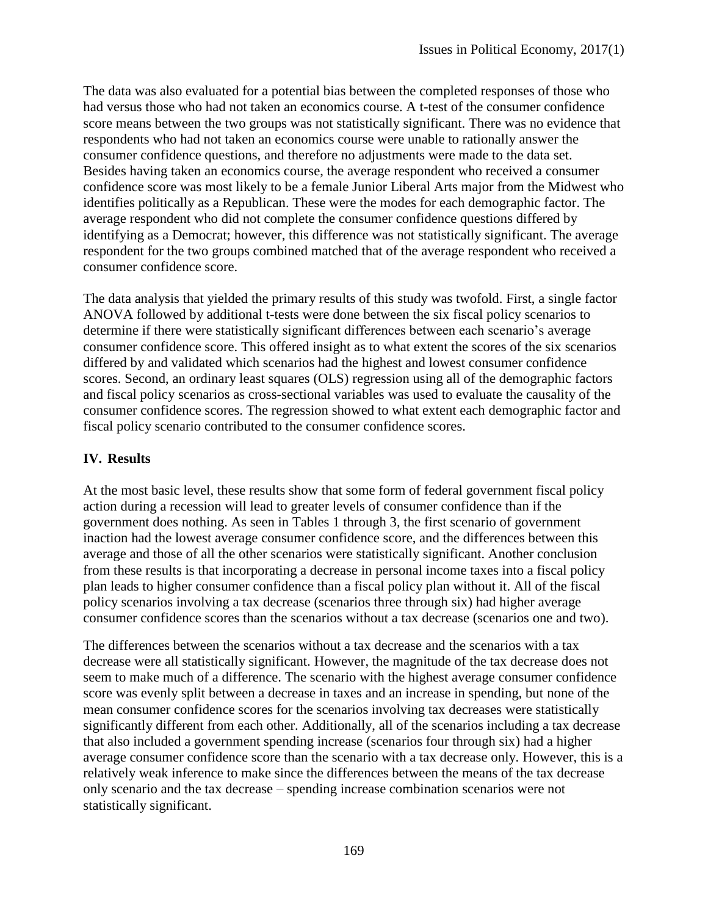The data was also evaluated for a potential bias between the completed responses of those who had versus those who had not taken an economics course. A t-test of the consumer confidence score means between the two groups was not statistically significant. There was no evidence that respondents who had not taken an economics course were unable to rationally answer the consumer confidence questions, and therefore no adjustments were made to the data set. Besides having taken an economics course, the average respondent who received a consumer confidence score was most likely to be a female Junior Liberal Arts major from the Midwest who identifies politically as a Republican. These were the modes for each demographic factor. The average respondent who did not complete the consumer confidence questions differed by identifying as a Democrat; however, this difference was not statistically significant. The average respondent for the two groups combined matched that of the average respondent who received a consumer confidence score.

The data analysis that yielded the primary results of this study was twofold. First, a single factor ANOVA followed by additional t-tests were done between the six fiscal policy scenarios to determine if there were statistically significant differences between each scenario's average consumer confidence score. This offered insight as to what extent the scores of the six scenarios differed by and validated which scenarios had the highest and lowest consumer confidence scores. Second, an ordinary least squares (OLS) regression using all of the demographic factors and fiscal policy scenarios as cross-sectional variables was used to evaluate the causality of the consumer confidence scores. The regression showed to what extent each demographic factor and fiscal policy scenario contributed to the consumer confidence scores.

## IV. Results

At the most basic level, these results show that some form of federal government fiscal policy action during a recession will lead to greater levels of consumer confidence than if the government does nothing. As seen in Tables 1 through 3, the first scenario of government inaction had the lowest average consumer confidence score, and the differences between this average and those of all the other scenarios were statistically significant. Another conclusion from these results is that incorporating a decrease in personal income taxes into a fiscal policy plan leads to higher consumer confidence than a fiscal policy plan without it. All of the fiscal policy scenarios involving a tax decrease (scenarios three through six) had higher average consumer confidence scores than the scenarios without a tax decrease (scenarios one and two).

The differences between the scenarios without a tax decrease and the scenarios with a tax decrease were all statistically significant. However, the magnitude of the tax decrease does not seem to make much of a difference. The scenario with the highest average consumer confidence score was evenly split between a decrease in taxes and an increase in spending, but none of the mean consumer confidence scores for the scenarios involving tax decreases were statistically significantly different from each other. Additionally, all of the scenarios including a tax decrease that also included a government spending increase (scenarios four through six) had a higher average consumer confidence score than the scenario with a tax decrease only. However, this is a relatively weak inference to make since the differences between the means of the tax decrease only scenario and the tax decrease – spending increase combination scenarios were not statistically significant.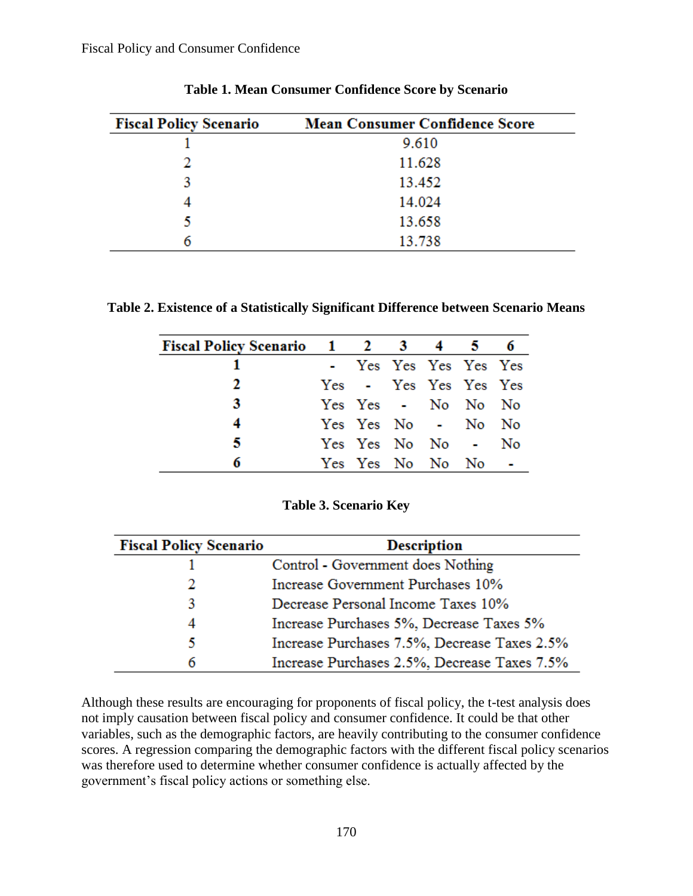**Table 1. Mean Consumer Confidence Score by Scenario**

| Fiscal Policy Scenario | Mean Consumer Confidence Score |
|---|---|
| 1 | 9.610 |
| 2 | 11.628 |
| 3 | 13.452 |
| 4 | 14.024 |
| 5 | 13.658 |
| 6 | 13.738 |

**Table 2. Existence of a Statistically Significant Difference between Scenario Means**

| Fiscal Policy Scenario | 1 | 2 | 3 | 4 | 5 | 6 |
|---|---|---|---|---|---|---|
| **1** | - | Yes | Yes | Yes | Yes | Yes |
| **2** | Yes | - | Yes | Yes | Yes | Yes |
| **3** | Yes | Yes | - | No | No | No |
| **4** | Yes | Yes | No | - | No | No |
| **5** | Yes | Yes | No | No | - | No |
| **6** | Yes | Yes | No | No | No | - |

**Table 3. Scenario Key**

| Fiscal Policy Scenario | Description |
|---|---|
| 1 | Control - Government does Nothing |
| 2 | Increase Government Purchases 10% |
| 3 | Decrease Personal Income Taxes 10% |
| 4 | Increase Purchases 5%, Decrease Taxes 5% |
| 5 | Increase Purchases 7.5%, Decrease Taxes 2.5% |
| 6 | Increase Purchases 2.5%, Decrease Taxes 7.5% |

Although these results are encouraging for proponents of fiscal policy, the t-test analysis does not imply causation between fiscal policy and consumer confidence. It could be that other variables, such as the demographic factors, are heavily contributing to the consumer confidence scores. A regression comparing the demographic factors with the different fiscal policy scenarios was therefore used to determine whether consumer confidence is actually affected by the government's fiscal policy actions or something else.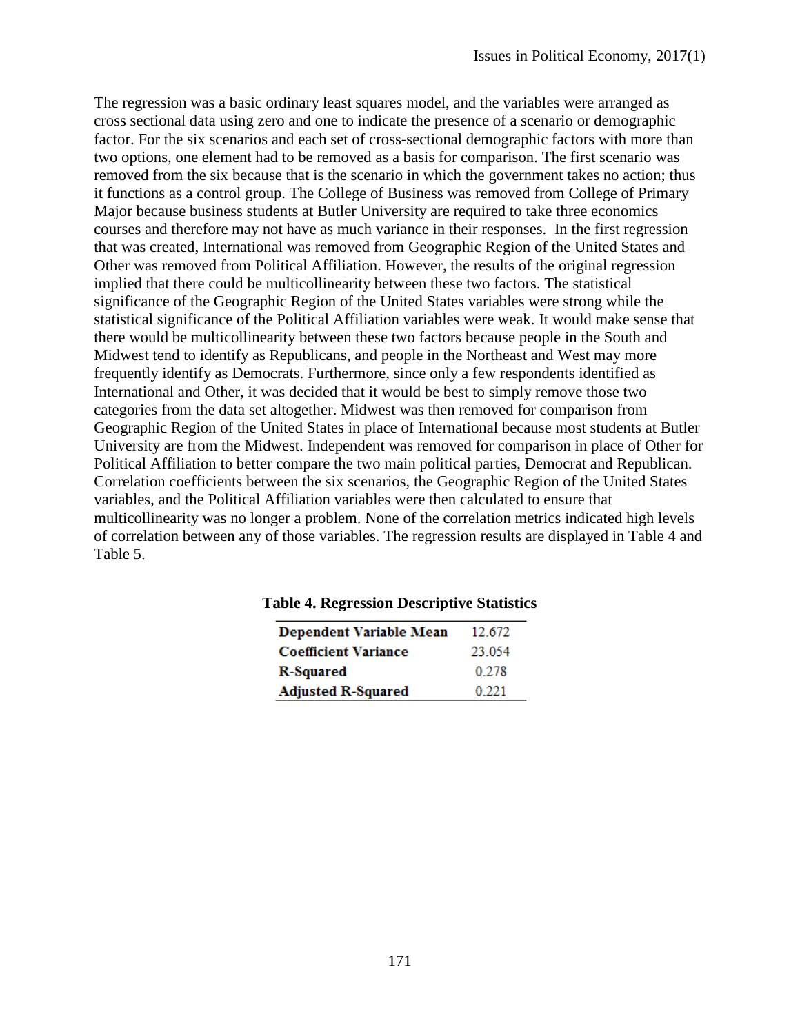The regression was a basic ordinary least squares model, and the variables were arranged as cross sectional data using zero and one to indicate the presence of a scenario or demographic factor. For the six scenarios and each set of cross-sectional demographic factors with more than two options, one element had to be removed as a basis for comparison. The first scenario was removed from the six because that is the scenario in which the government takes no action; thus it functions as a control group. The College of Business was removed from College of Primary Major because business students at Butler University are required to take three economics courses and therefore may not have as much variance in their responses. In the first regression that was created, International was removed from Geographic Region of the United States and Other was removed from Political Affiliation. However, the results of the original regression implied that there could be multicollinearity between these two factors. The statistical significance of the Geographic Region of the United States variables were strong while the statistical significance of the Political Affiliation variables were weak. It would make sense that there would be multicollinearity between these two factors because people in the South and Midwest tend to identify as Republicans, and people in the Northeast and West may more frequently identify as Democrats. Furthermore, since only a few respondents identified as International and Other, it was decided that it would be best to simply remove those two categories from the data set altogether. Midwest was then removed for comparison from Geographic Region of the United States in place of International because most students at Butler University are from the Midwest. Independent was removed for comparison in place of Other for Political Affiliation to better compare the two main political parties, Democrat and Republican. Correlation coefficients between the six scenarios, the Geographic Region of the United States variables, and the Political Affiliation variables were then calculated to ensure that multicollinearity was no longer a problem. None of the correlation metrics indicated high levels of correlation between any of those variables. The regression results are displayed in Table 4 and Table 5.

**Table 4. Regression Descriptive Statistics**

| | |
|---|---|
| **Dependent Variable Mean** | 12.672 |
| **Coefficient Variance** | 23.054 |
| **R-Squared** | 0.278 |
| **Adjusted R-Squared** | 0.221 |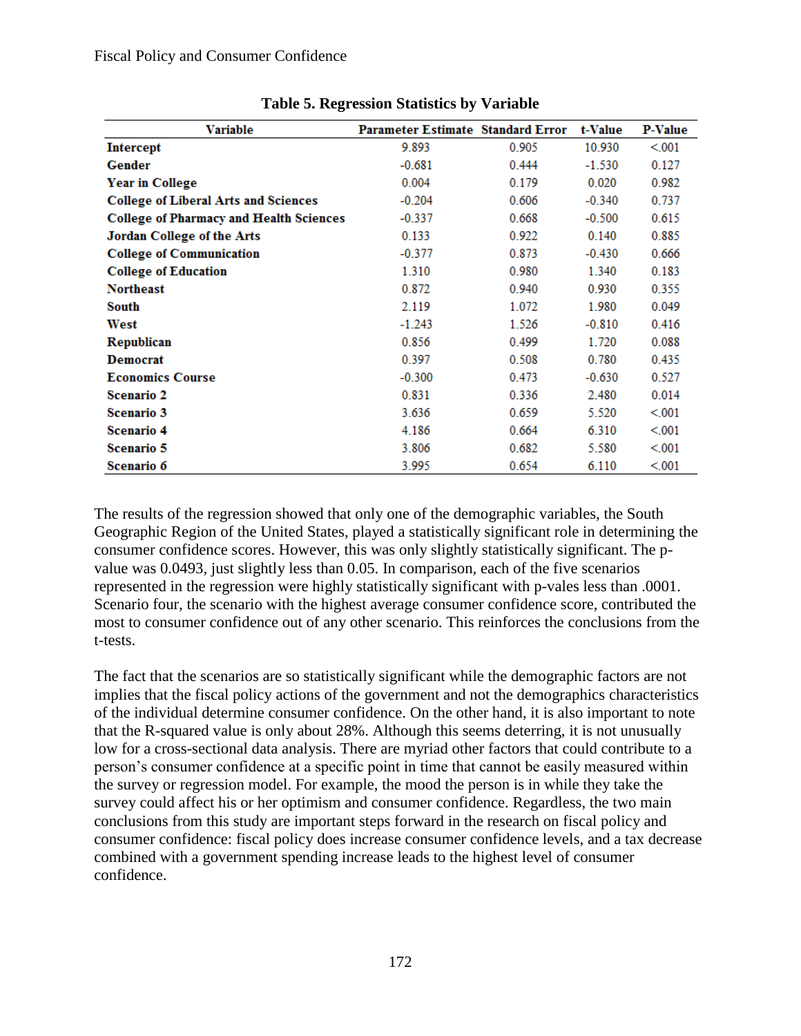**Table 5. Regression Statistics by Variable**

| Variable | Parameter Estimate | Standard Error | t-Value | P-Value |
|---|---|---|---|---|
| **Intercept** | 9.893 | 0.905 | 10.930 | <.001 |
| **Gender** | -0.681 | 0.444 | -1.530 | 0.127 |
| **Year in College** | 0.004 | 0.179 | 0.020 | 0.982 |
| **College of Liberal Arts and Sciences** | -0.204 | 0.606 | -0.340 | 0.737 |
| **College of Pharmacy and Health Sciences** | -0.337 | 0.668 | -0.500 | 0.615 |
| **Jordan College of the Arts** | 0.133 | 0.922 | 0.140 | 0.885 |
| **College of Communication** | -0.377 | 0.873 | -0.430 | 0.666 |
| **College of Education** | 1.310 | 0.980 | 1.340 | 0.183 |
| **Northeast** | 0.872 | 0.940 | 0.930 | 0.355 |
| **South** | 2.119 | 1.072 | 1.980 | 0.049 |
| **West** | -1.243 | 1.526 | -0.810 | 0.416 |
| **Republican** | 0.856 | 0.499 | 1.720 | 0.088 |
| **Democrat** | 0.397 | 0.508 | 0.780 | 0.435 |
| **Economics Course** | -0.300 | 0.473 | -0.630 | 0.527 |
| **Scenario 2** | 0.831 | 0.336 | 2.480 | 0.014 |
| **Scenario 3** | 3.636 | 0.659 | 5.520 | <.001 |
| **Scenario 4** | 4.186 | 0.664 | 6.310 | <.001 |
| **Scenario 5** | 3.806 | 0.682 | 5.580 | <.001 |
| **Scenario 6** | 3.995 | 0.654 | 6.110 | <.001 |

The results of the regression showed that only one of the demographic variables, the South Geographic Region of the United States, played a statistically significant role in determining the consumer confidence scores. However, this was only slightly statistically significant. The p-value was 0.0493, just slightly less than 0.05. In comparison, each of the five scenarios represented in the regression were highly statistically significant with p-vales less than .0001. Scenario four, the scenario with the highest average consumer confidence score, contributed the most to consumer confidence out of any other scenario. This reinforces the conclusions from the t-tests.

The fact that the scenarios are so statistically significant while the demographic factors are not implies that the fiscal policy actions of the government and not the demographics characteristics of the individual determine consumer confidence. On the other hand, it is also important to note that the R-squared value is only about 28%. Although this seems deterring, it is not unusually low for a cross-sectional data analysis. There are myriad other factors that could contribute to a person's consumer confidence at a specific point in time that cannot be easily measured within the survey or regression model. For example, the mood the person is in while they take the survey could affect his or her optimism and consumer confidence. Regardless, the two main conclusions from this study are important steps forward in the research on fiscal policy and consumer confidence: fiscal policy does increase consumer confidence levels, and a tax decrease combined with a government spending increase leads to the highest level of consumer confidence.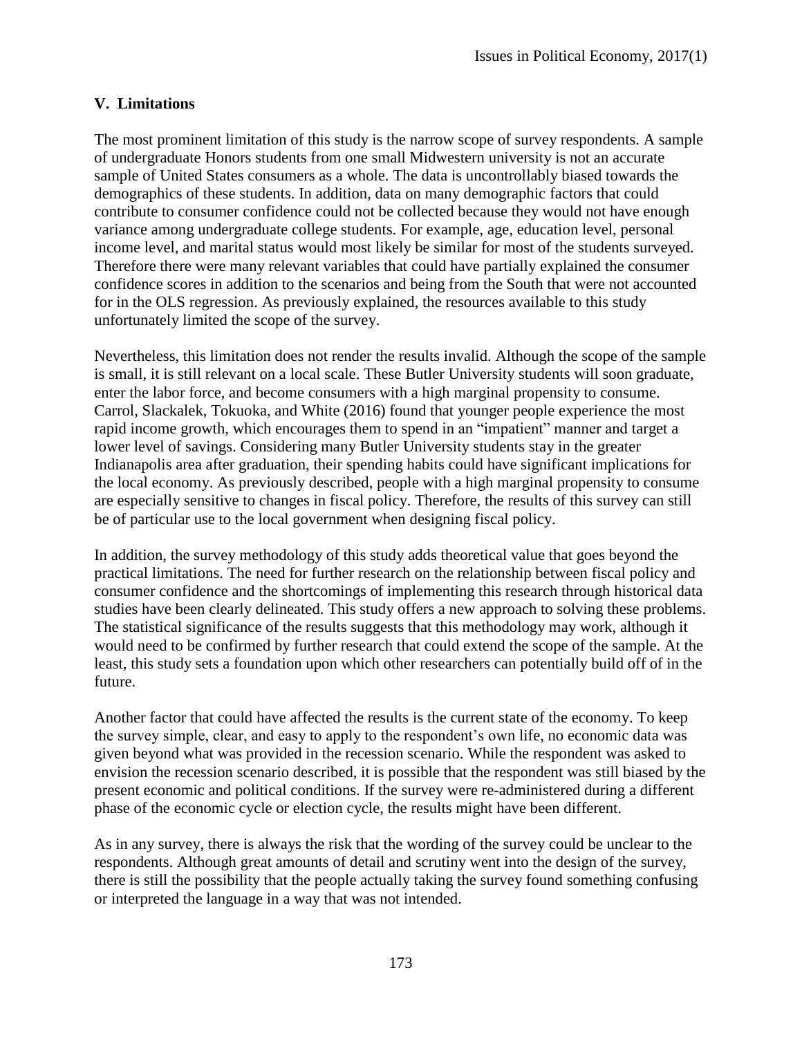## V. Limitations

The most prominent limitation of this study is the narrow scope of survey respondents. A sample of undergraduate Honors students from one small Midwestern university is not an accurate sample of United States consumers as a whole. The data is uncontrollably biased towards the demographics of these students. In addition, data on many demographic factors that could contribute to consumer confidence could not be collected because they would not have enough variance among undergraduate college students. For example, age, education level, personal income level, and marital status would most likely be similar for most of the students surveyed. Therefore there were many relevant variables that could have partially explained the consumer confidence scores in addition to the scenarios and being from the South that were not accounted for in the OLS regression. As previously explained, the resources available to this study unfortunately limited the scope of the survey.

Nevertheless, this limitation does not render the results invalid. Although the scope of the sample is small, it is still relevant on a local scale. These Butler University students will soon graduate, enter the labor force, and become consumers with a high marginal propensity to consume. Carrol, Slackalek, Tokuoka, and White (2016) found that younger people experience the most rapid income growth, which encourages them to spend in an "impatient" manner and target a lower level of savings. Considering many Butler University students stay in the greater Indianapolis area after graduation, their spending habits could have significant implications for the local economy. As previously described, people with a high marginal propensity to consume are especially sensitive to changes in fiscal policy. Therefore, the results of this survey can still be of particular use to the local government when designing fiscal policy.

In addition, the survey methodology of this study adds theoretical value that goes beyond the practical limitations. The need for further research on the relationship between fiscal policy and consumer confidence and the shortcomings of implementing this research through historical data studies have been clearly delineated. This study offers a new approach to solving these problems. The statistical significance of the results suggests that this methodology may work, although it would need to be confirmed by further research that could extend the scope of the sample. At the least, this study sets a foundation upon which other researchers can potentially build off of in the future.

Another factor that could have affected the results is the current state of the economy. To keep the survey simple, clear, and easy to apply to the respondent's own life, no economic data was given beyond what was provided in the recession scenario. While the respondent was asked to envision the recession scenario described, it is possible that the respondent was still biased by the present economic and political conditions. If the survey were re-administered during a different phase of the economic cycle or election cycle, the results might have been different.

As in any survey, there is always the risk that the wording of the survey could be unclear to the respondents. Although great amounts of detail and scrutiny went into the design of the survey, there is still the possibility that the people actually taking the survey found something confusing or interpreted the language in a way that was not intended.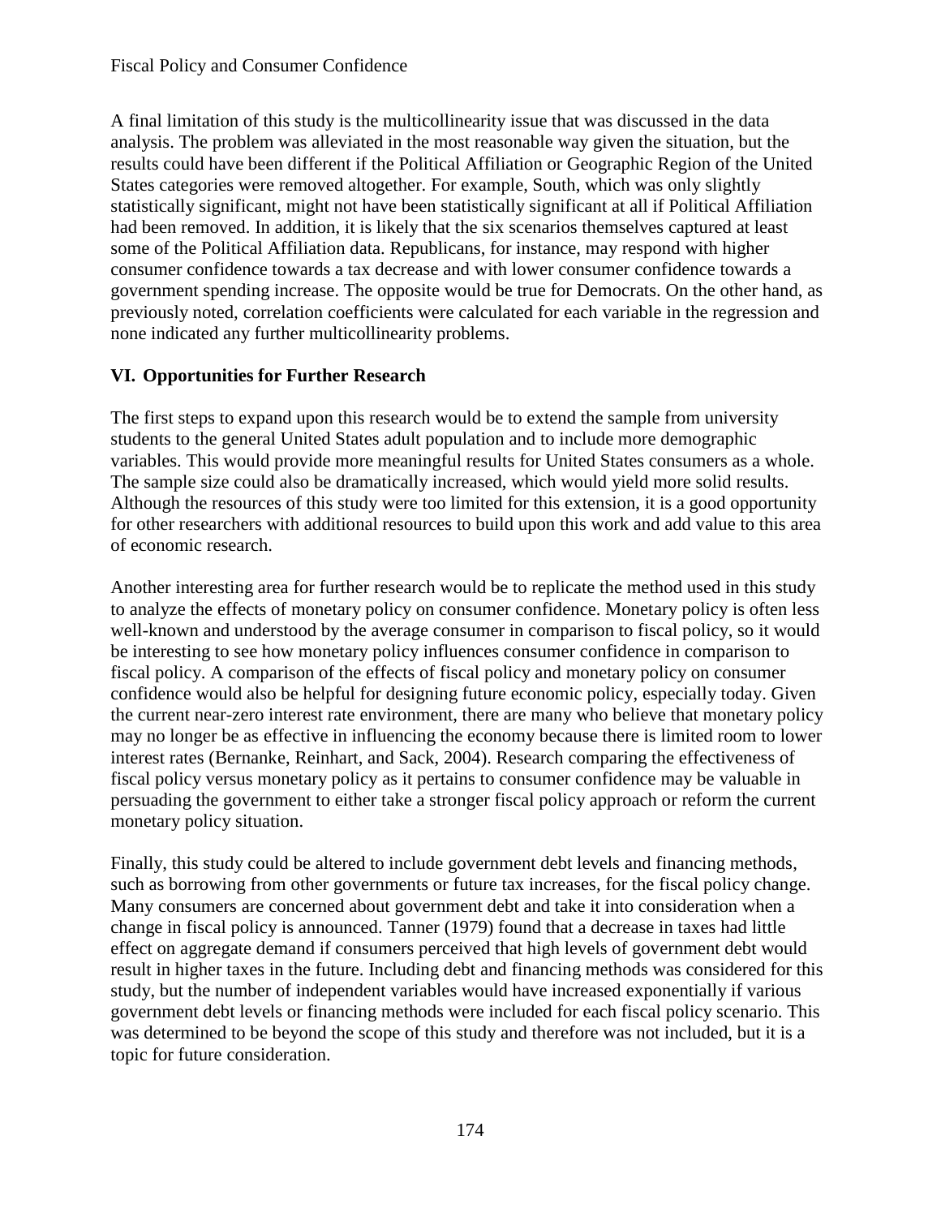A final limitation of this study is the multicollinearity issue that was discussed in the data analysis. The problem was alleviated in the most reasonable way given the situation, but the results could have been different if the Political Affiliation or Geographic Region of the United States categories were removed altogether. For example, South, which was only slightly statistically significant, might not have been statistically significant at all if Political Affiliation had been removed. In addition, it is likely that the six scenarios themselves captured at least some of the Political Affiliation data. Republicans, for instance, may respond with higher consumer confidence towards a tax decrease and with lower consumer confidence towards a government spending increase. The opposite would be true for Democrats. On the other hand, as previously noted, correlation coefficients were calculated for each variable in the regression and none indicated any further multicollinearity problems.

## VI. Opportunities for Further Research

The first steps to expand upon this research would be to extend the sample from university students to the general United States adult population and to include more demographic variables. This would provide more meaningful results for United States consumers as a whole. The sample size could also be dramatically increased, which would yield more solid results. Although the resources of this study were too limited for this extension, it is a good opportunity for other researchers with additional resources to build upon this work and add value to this area of economic research.

Another interesting area for further research would be to replicate the method used in this study to analyze the effects of monetary policy on consumer confidence. Monetary policy is often less well-known and understood by the average consumer in comparison to fiscal policy, so it would be interesting to see how monetary policy influences consumer confidence in comparison to fiscal policy. A comparison of the effects of fiscal policy and monetary policy on consumer confidence would also be helpful for designing future economic policy, especially today. Given the current near-zero interest rate environment, there are many who believe that monetary policy may no longer be as effective in influencing the economy because there is limited room to lower interest rates (Bernanke, Reinhart, and Sack, 2004). Research comparing the effectiveness of fiscal policy versus monetary policy as it pertains to consumer confidence may be valuable in persuading the government to either take a stronger fiscal policy approach or reform the current monetary policy situation.

Finally, this study could be altered to include government debt levels and financing methods, such as borrowing from other governments or future tax increases, for the fiscal policy change. Many consumers are concerned about government debt and take it into consideration when a change in fiscal policy is announced. Tanner (1979) found that a decrease in taxes had little effect on aggregate demand if consumers perceived that high levels of government debt would result in higher taxes in the future. Including debt and financing methods was considered for this study, but the number of independent variables would have increased exponentially if various government debt levels or financing methods were included for each fiscal policy scenario. This was determined to be beyond the scope of this study and therefore was not included, but it is a topic for future consideration.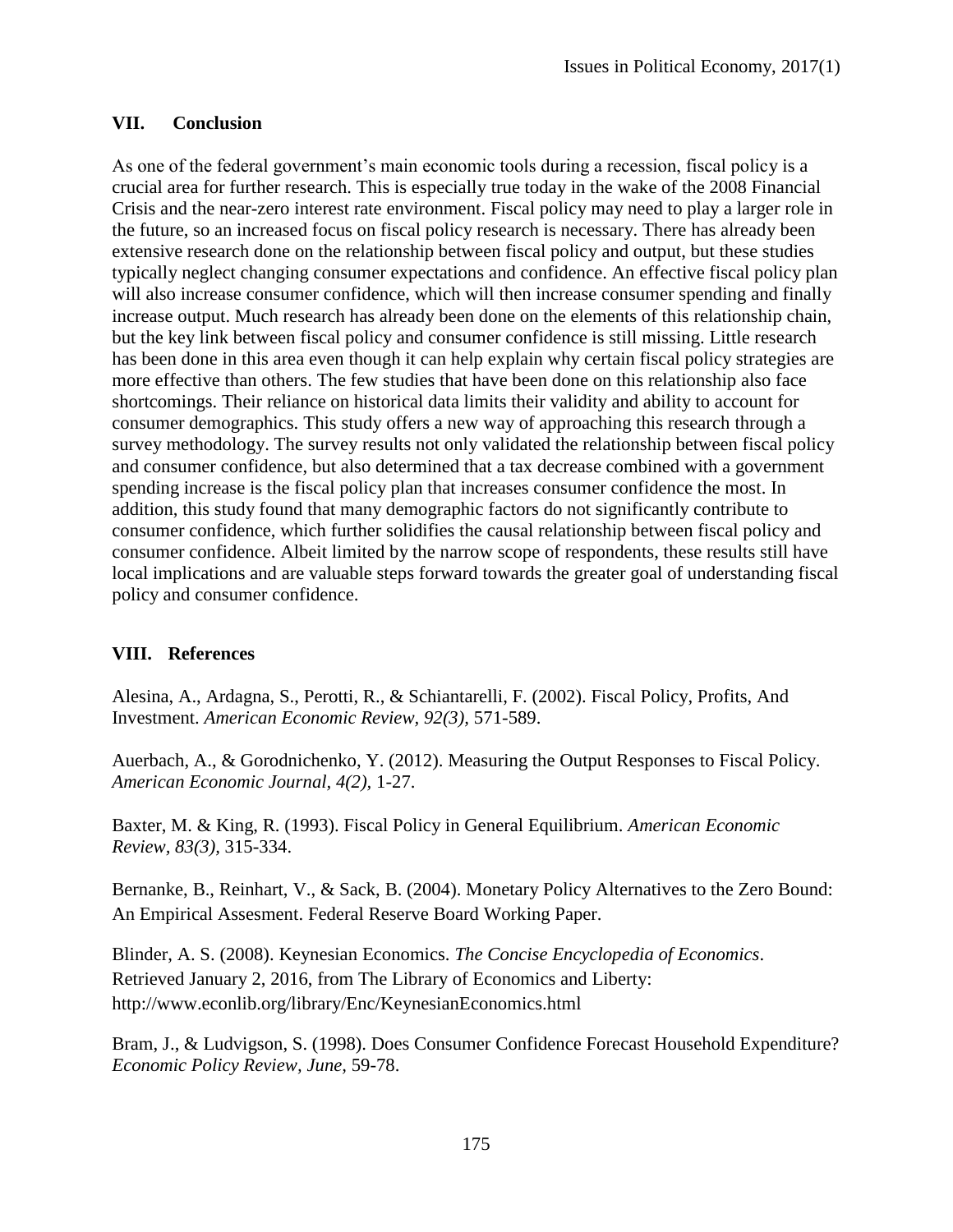## VII. Conclusion

As one of the federal government's main economic tools during a recession, fiscal policy is a crucial area for further research. This is especially true today in the wake of the 2008 Financial Crisis and the near-zero interest rate environment. Fiscal policy may need to play a larger role in the future, so an increased focus on fiscal policy research is necessary. There has already been extensive research done on the relationship between fiscal policy and output, but these studies typically neglect changing consumer expectations and confidence. An effective fiscal policy plan will also increase consumer confidence, which will then increase consumer spending and finally increase output. Much research has already been done on the elements of this relationship chain, but the key link between fiscal policy and consumer confidence is still missing. Little research has been done in this area even though it can help explain why certain fiscal policy strategies are more effective than others. The few studies that have been done on this relationship also face shortcomings. Their reliance on historical data limits their validity and ability to account for consumer demographics. This study offers a new way of approaching this research through a survey methodology. The survey results not only validated the relationship between fiscal policy and consumer confidence, but also determined that a tax decrease combined with a government spending increase is the fiscal policy plan that increases consumer confidence the most. In addition, this study found that many demographic factors do not significantly contribute to consumer confidence, which further solidifies the causal relationship between fiscal policy and consumer confidence. Albeit limited by the narrow scope of respondents, these results still have local implications and are valuable steps forward towards the greater goal of understanding fiscal policy and consumer confidence.

## VIII. References

Alesina, A., Ardagna, S., Perotti, R., & Schiantarelli, F. (2002). Fiscal Policy, Profits, And Investment. *American Economic Review, 92(3),* 571-589.

Auerbach, A., & Gorodnichenko, Y. (2012). Measuring the Output Responses to Fiscal Policy. *American Economic Journal, 4(2),* 1-27.

Baxter, M. & King, R. (1993). Fiscal Policy in General Equilibrium. *American Economic Review, 83(3),* 315-334.

Bernanke, B., Reinhart, V., & Sack, B. (2004). Monetary Policy Alternatives to the Zero Bound: An Empirical Assesment. Federal Reserve Board Working Paper.

Blinder, A. S. (2008). Keynesian Economics. *The Concise Encyclopedia of Economics*. Retrieved January 2, 2016, from The Library of Economics and Liberty: http://www.econlib.org/library/Enc/KeynesianEconomics.html

Bram, J., & Ludvigson, S. (1998). Does Consumer Confidence Forecast Household Expenditure? *Economic Policy Review, June,* 59-78.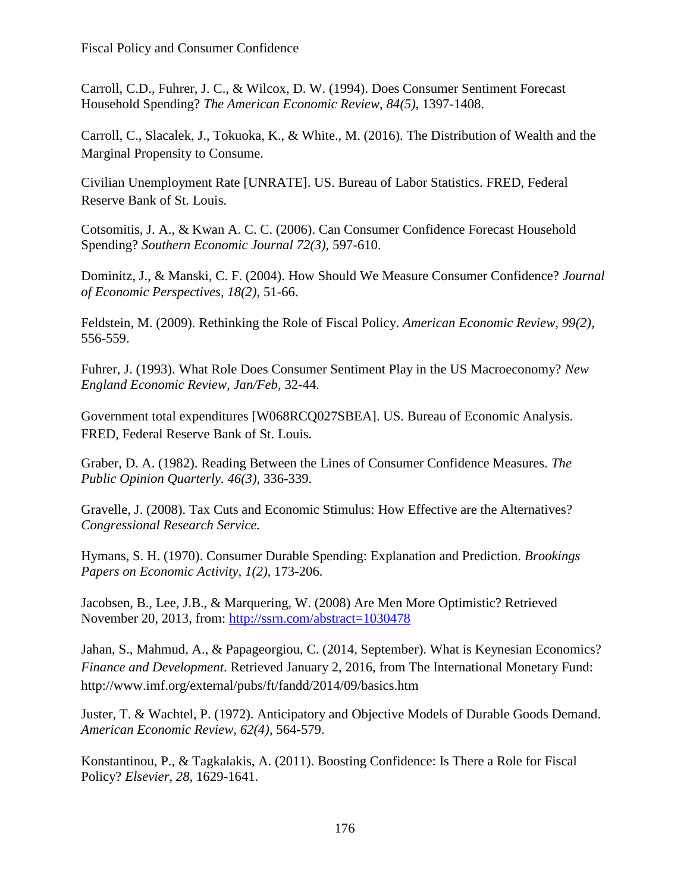Carroll, C.D., Fuhrer, J. C., & Wilcox, D. W. (1994). Does Consumer Sentiment Forecast Household Spending? *The American Economic Review, 84(5),* 1397-1408.

Carroll, C., Slacalek, J., Tokuoka, K., & White., M. (2016). The Distribution of Wealth and the Marginal Propensity to Consume.

Civilian Unemployment Rate [UNRATE]. US. Bureau of Labor Statistics. FRED, Federal Reserve Bank of St. Louis.

Cotsomitis, J. A., & Kwan A. C. C. (2006). Can Consumer Confidence Forecast Household Spending? *Southern Economic Journal 72(3),* 597-610.

Dominitz, J., & Manski, C. F. (2004). How Should We Measure Consumer Confidence? *Journal of Economic Perspectives, 18(2),* 51-66.

Feldstein, M. (2009). Rethinking the Role of Fiscal Policy. *American Economic Review, 99(2),* 556-559.

Fuhrer, J. (1993). What Role Does Consumer Sentiment Play in the US Macroeconomy? *New England Economic Review, Jan/Feb,* 32-44.

Government total expenditures [W068RCQ027SBEA]. US. Bureau of Economic Analysis. FRED, Federal Reserve Bank of St. Louis.

Graber, D. A. (1982). Reading Between the Lines of Consumer Confidence Measures. *The Public Opinion Quarterly. 46(3),* 336-339.

Gravelle, J. (2008). Tax Cuts and Economic Stimulus: How Effective are the Alternatives? *Congressional Research Service.*

Hymans, S. H. (1970). Consumer Durable Spending: Explanation and Prediction. *Brookings Papers on Economic Activity, 1(2),* 173-206.

Jacobsen, B., Lee, J.B., & Marquering, W. (2008) Are Men More Optimistic? Retrieved November 20, 2013, from: http://ssrn.com/abstract=1030478

Jahan, S., Mahmud, A., & Papageorgiou, C. (2014, September). What is Keynesian Economics? *Finance and Development*. Retrieved January 2, 2016, from The International Monetary Fund: http://www.imf.org/external/pubs/ft/fandd/2014/09/basics.htm

Juster, T. & Wachtel, P. (1972). Anticipatory and Objective Models of Durable Goods Demand. *American Economic Review, 62(4),* 564-579.

Konstantinou, P., & Tagkalakis, A. (2011). Boosting Confidence: Is There a Role for Fiscal Policy? *Elsevier, 28,* 1629-1641.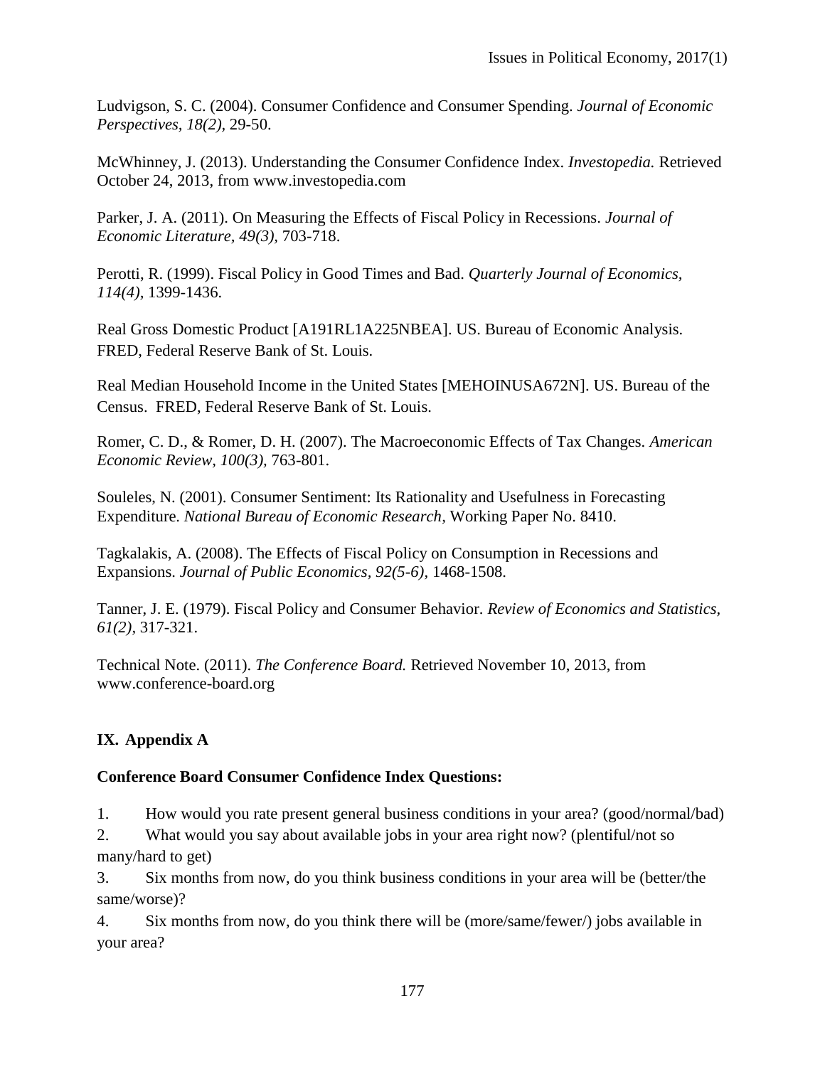Ludvigson, S. C. (2004). Consumer Confidence and Consumer Spending. *Journal of Economic Perspectives, 18(2),* 29-50.

McWhinney, J. (2013). Understanding the Consumer Confidence Index. *Investopedia.* Retrieved October 24, 2013, from www.investopedia.com

Parker, J. A. (2011). On Measuring the Effects of Fiscal Policy in Recessions. *Journal of Economic Literature, 49(3),* 703-718.

Perotti, R. (1999). Fiscal Policy in Good Times and Bad. *Quarterly Journal of Economics, 114(4),* 1399-1436.

Real Gross Domestic Product [A191RL1A225NBEA]. US. Bureau of Economic Analysis. FRED, Federal Reserve Bank of St. Louis.

Real Median Household Income in the United States [MEHOINUSA672N]. US. Bureau of the Census. FRED, Federal Reserve Bank of St. Louis.

Romer, C. D., & Romer, D. H. (2007). The Macroeconomic Effects of Tax Changes. *American Economic Review, 100(3),* 763-801.

Souleles, N. (2001). Consumer Sentiment: Its Rationality and Usefulness in Forecasting Expenditure. *National Bureau of Economic Research,* Working Paper No. 8410.

Tagkalakis, A. (2008). The Effects of Fiscal Policy on Consumption in Recessions and Expansions. *Journal of Public Economics, 92(5-6),* 1468-1508.

Tanner, J. E. (1979). Fiscal Policy and Consumer Behavior. *Review of Economics and Statistics, 61(2),* 317-321.

Technical Note. (2011). *The Conference Board.* Retrieved November 10, 2013, from www.conference-board.org

## IX. Appendix A

**Conference Board Consumer Confidence Index Questions:**

1. How would you rate present general business conditions in your area? (good/normal/bad)
2. What would you say about available jobs in your area right now? (plentiful/not so many/hard to get)
3. Six months from now, do you think business conditions in your area will be (better/the same/worse)?
4. Six months from now, do you think there will be (more/same/fewer/) jobs available in your area?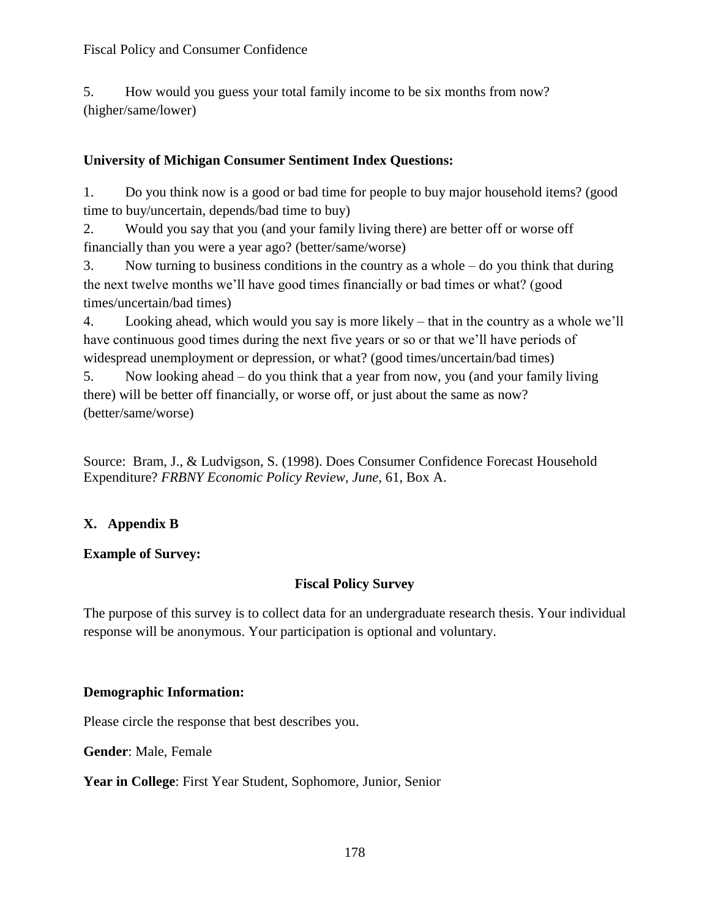5. How would you guess your total family income to be six months from now? (higher/same/lower)

**University of Michigan Consumer Sentiment Index Questions:**

1. Do you think now is a good or bad time for people to buy major household items? (good time to buy/uncertain, depends/bad time to buy)
2. Would you say that you (and your family living there) are better off or worse off financially than you were a year ago? (better/same/worse)
3. Now turning to business conditions in the country as a whole – do you think that during the next twelve months we'll have good times financially or bad times or what? (good times/uncertain/bad times)
4. Looking ahead, which would you say is more likely – that in the country as a whole we'll have continuous good times during the next five years or so or that we'll have periods of widespread unemployment or depression, or what? (good times/uncertain/bad times)
5. Now looking ahead – do you think that a year from now, you (and your family living there) will be better off financially, or worse off, or just about the same as now? (better/same/worse)

Source: Bram, J., & Ludvigson, S. (1998). Does Consumer Confidence Forecast Household Expenditure? *FRBNY Economic Policy Review, June,* 61, Box A.

## X. Appendix B

**Example of Survey:**

**Fiscal Policy Survey**

The purpose of this survey is to collect data for an undergraduate research thesis. Your individual response will be anonymous. Your participation is optional and voluntary.

**Demographic Information:**

Please circle the response that best describes you.

**Gender**: Male, Female

**Year in College**: First Year Student, Sophomore, Junior, Senior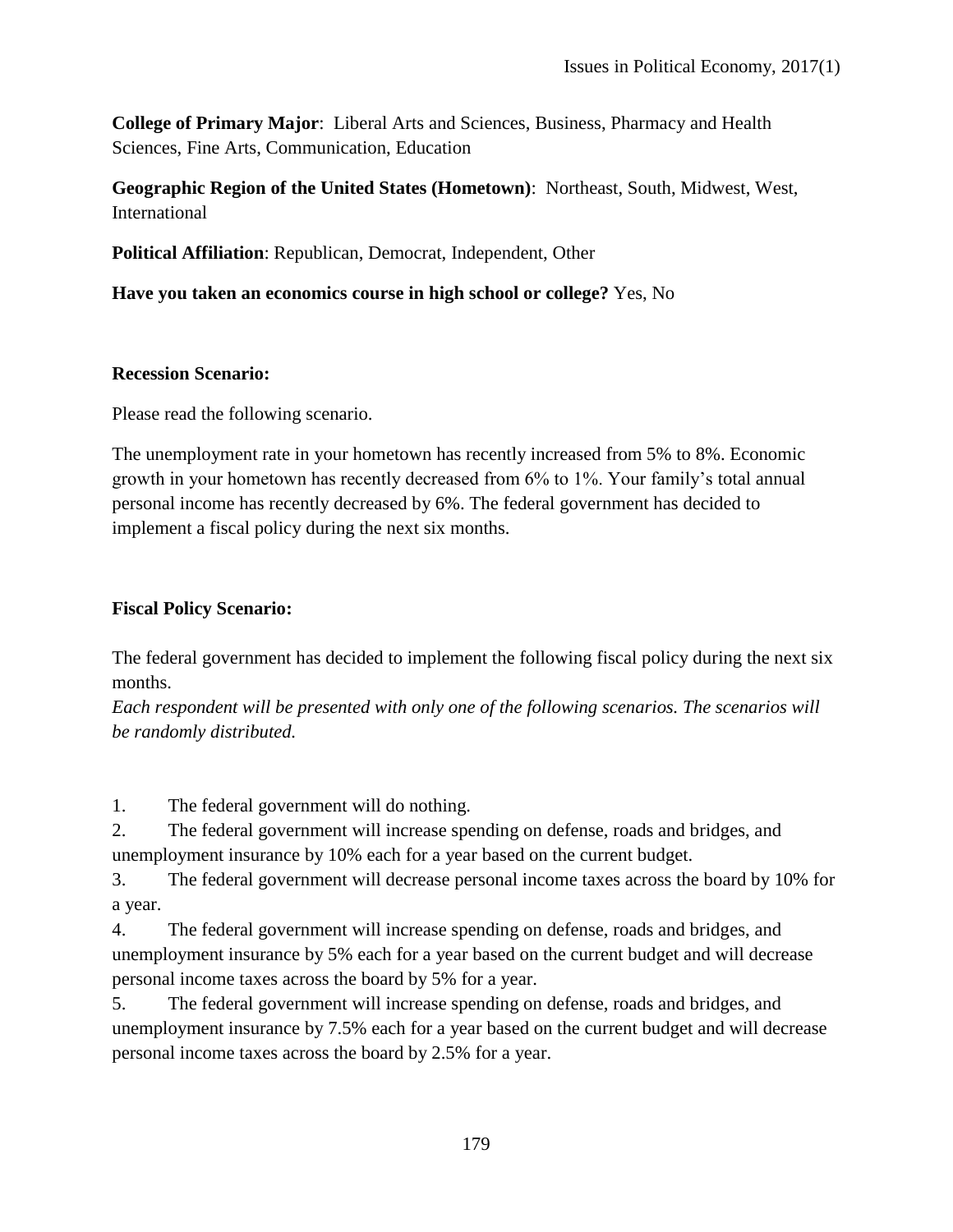**College of Primary Major**: Liberal Arts and Sciences, Business, Pharmacy and Health Sciences, Fine Arts, Communication, Education

**Geographic Region of the United States (Hometown)**: Northeast, South, Midwest, West, International

**Political Affiliation**: Republican, Democrat, Independent, Other

**Have you taken an economics course in high school or college?** Yes, No

**Recession Scenario:**

Please read the following scenario.

The unemployment rate in your hometown has recently increased from 5% to 8%. Economic growth in your hometown has recently decreased from 6% to 1%. Your family's total annual personal income has recently decreased by 6%. The federal government has decided to implement a fiscal policy during the next six months.

**Fiscal Policy Scenario:**

The federal government has decided to implement the following fiscal policy during the next six months.
*Each respondent will be presented with only one of the following scenarios. The scenarios will be randomly distributed.*

1. The federal government will do nothing.
2. The federal government will increase spending on defense, roads and bridges, and unemployment insurance by 10% each for a year based on the current budget.
3. The federal government will decrease personal income taxes across the board by 10% for a year.
4. The federal government will increase spending on defense, roads and bridges, and unemployment insurance by 5% each for a year based on the current budget and will decrease personal income taxes across the board by 5% for a year.
5. The federal government will increase spending on defense, roads and bridges, and unemployment insurance by 7.5% each for a year based on the current budget and will decrease personal income taxes across the board by 2.5% for a year.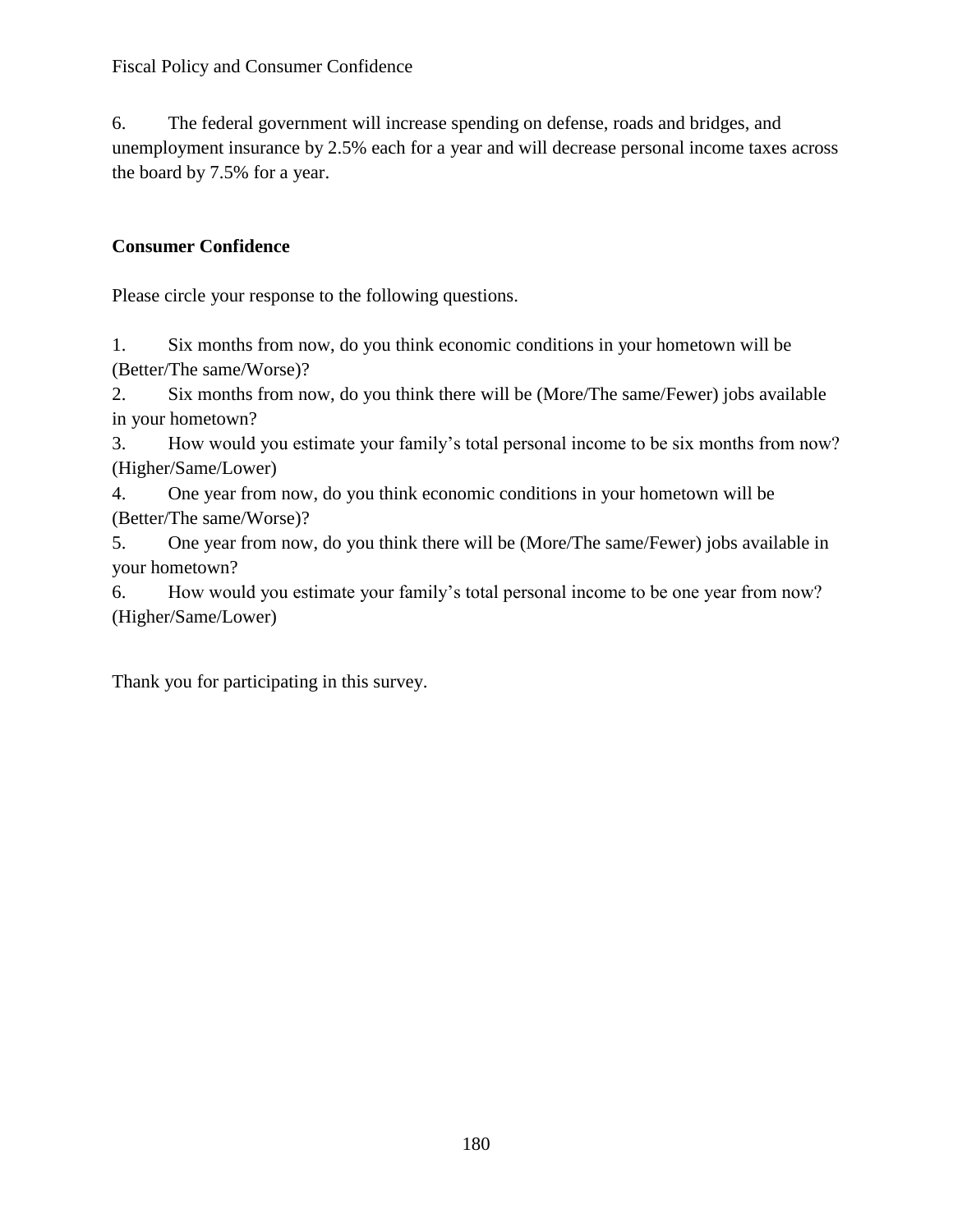6. The federal government will increase spending on defense, roads and bridges, and unemployment insurance by 2.5% each for a year and will decrease personal income taxes across the board by 7.5% for a year.

**Consumer Confidence**

Please circle your response to the following questions.

1. Six months from now, do you think economic conditions in your hometown will be (Better/The same/Worse)?
2. Six months from now, do you think there will be (More/The same/Fewer) jobs available in your hometown?
3. How would you estimate your family's total personal income to be six months from now? (Higher/Same/Lower)
4. One year from now, do you think economic conditions in your hometown will be (Better/The same/Worse)?
5. One year from now, do you think there will be (More/The same/Fewer) jobs available in your hometown?
6. How would you estimate your family's total personal income to be one year from now? (Higher/Same/Lower)

Thank you for participating in this survey.